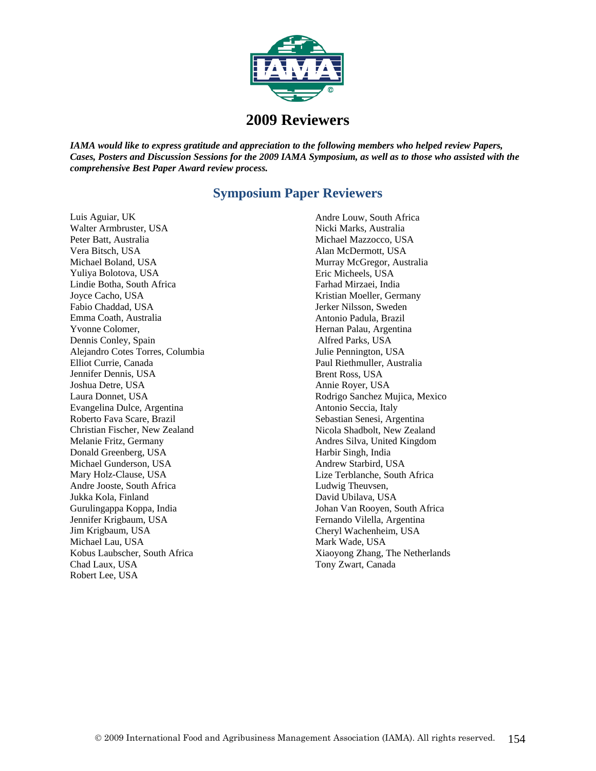# 2009 Reviewers

***IAMA would like to express gratitude and appreciation to the following members who helped review Papers, Cases, Posters and Discussion Sessions for the 2009 IAMA Symposium, as well as to those who assisted with the comprehensive Best Paper Award review process.***

## Symposium Paper Reviewers

Luis Aguiar, UK
Walter Armbruster, USA
Peter Batt, Australia
Vera Bitsch, USA
Michael Boland, USA
Yuliya Bolotova, USA
Lindie Botha, South Africa
Joyce Cacho, USA
Fabio Chaddad, USA
Emma Coath, Australia
Yvonne Colomer,
Dennis Conley, Spain
Alejandro Cotes Torres, Columbia
Elliot Currie, Canada
Jennifer Dennis, USA
Joshua Detre, USA
Laura Donnet, USA
Evangelina Dulce, Argentina
Roberto Fava Scare, Brazil
Christian Fischer, New Zealand
Melanie Fritz, Germany
Donald Greenberg, USA
Michael Gunderson, USA
Mary Holz-Clause, USA
Andre Jooste, South Africa
Jukka Kola, Finland
Gurulingappa Koppa, India
Jennifer Krigbaum, USA
Jim Krigbaum, USA
Michael Lau, USA
Kobus Laubscher, South Africa
Chad Laux, USA
Robert Lee, USA
Andre Louw, South Africa
Nicki Marks, Australia
Michael Mazzocco, USA
Alan McDermott, USA
Murray McGregor, Australia
Eric Micheels, USA
Farhad Mirzaei, India
Kristian Moeller, Germany
Jerker Nilsson, Sweden
Antonio Padula, Brazil
Hernan Palau, Argentina
Alfred Parks, USA
Julie Pennington, USA
Paul Riethmuller, Australia
Brent Ross, USA
Annie Royer, USA
Rodrigo Sanchez Mujica, Mexico
Antonio Seccia, Italy
Sebastian Senesi, Argentina
Nicola Shadbolt, New Zealand
Andres Silva, United Kingdom
Harbir Singh, India
Andrew Starbird, USA
Lize Terblanche, South Africa
Ludwig Theuvsen,
David Ubilava, USA
Johan Van Rooyen, South Africa
Fernando Vilella, Argentina
Cheryl Wachenheim, USA
Mark Wade, USA
Xiaoyong Zhang, The Netherlands
Tony Zwart, Canada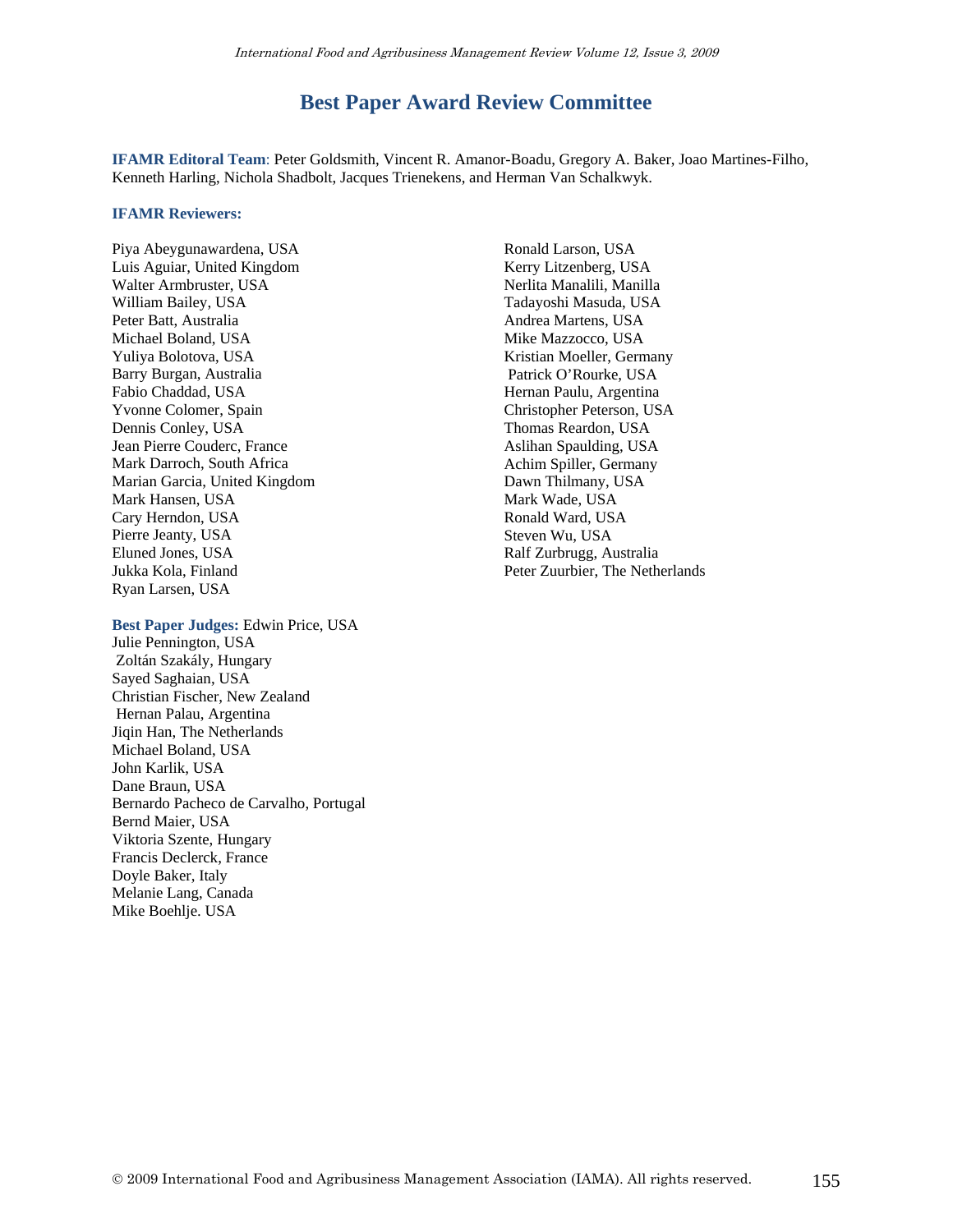# Best Paper Award Review Committee

**IFAMR Editoral Team**: Peter Goldsmith, Vincent R. Amanor-Boadu, Gregory A. Baker, Joao Martines-Filho, Kenneth Harling, Nichola Shadbolt, Jacques Trienekens, and Herman Van Schalkwyk.

**IFAMR Reviewers:**

Piya Abeygunawardena, USA
Luis Aguiar, United Kingdom
Walter Armbruster, USA
William Bailey, USA
Peter Batt, Australia
Michael Boland, USA
Yuliya Bolotova, USA
Barry Burgan, Australia
Fabio Chaddad, USA
Yvonne Colomer, Spain
Dennis Conley, USA
Jean Pierre Couderc, France
Mark Darroch, South Africa
Marian Garcia, United Kingdom
Mark Hansen, USA
Cary Herndon, USA
Pierre Jeanty, USA
Eluned Jones, USA
Jukka Kola, Finland
Ryan Larsen, USA
Ronald Larson, USA
Kerry Litzenberg, USA
Nerlita Manalili, Manilla
Tadayoshi Masuda, USA
Andrea Martens, USA
Mike Mazzocco, USA
Kristian Moeller, Germany
Patrick O'Rourke, USA
Hernan Paulu, Argentina
Christopher Peterson, USA
Thomas Reardon, USA
Aslihan Spaulding, USA
Achim Spiller, Germany
Dawn Thilmany, USA
Mark Wade, USA
Ronald Ward, USA
Steven Wu, USA
Ralf Zurbrugg, Australia
Peter Zuurbier, The Netherlands

**Best Paper Judges:** Edwin Price, USA
Julie Pennington, USA
Zoltán Szakály, Hungary
Sayed Saghaian, USA
Christian Fischer, New Zealand
Hernan Palau, Argentina
Jiqin Han, The Netherlands
Michael Boland, USA
John Karlik, USA
Dane Braun, USA
Bernardo Pacheco de Carvalho, Portugal
Bernd Maier, USA
Viktoria Szente, Hungary
Francis Declerck, France
Doyle Baker, Italy
Melanie Lang, Canada
Mike Boehlje. USA